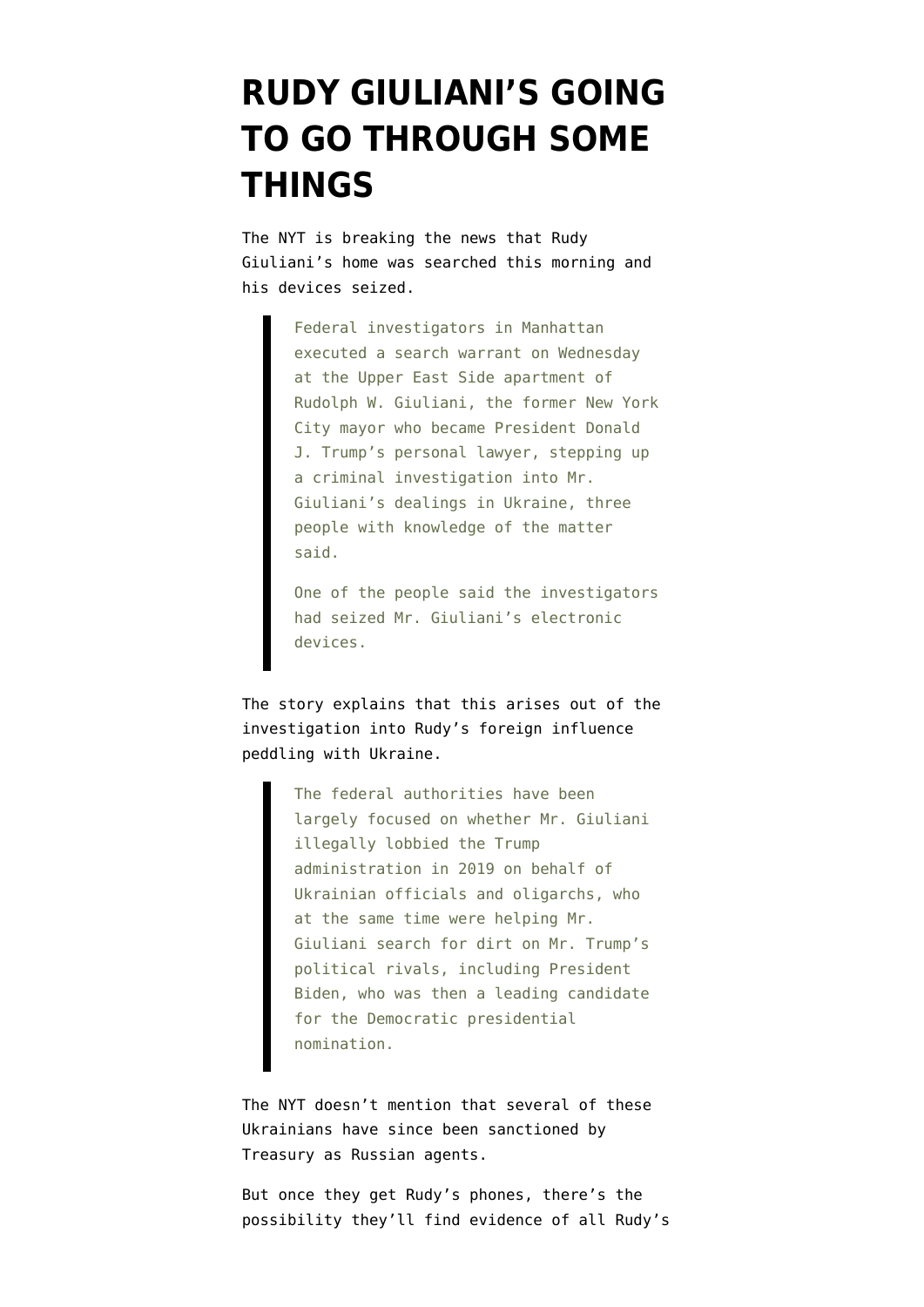# RUDY GIULIANI'S GOING TO GO THROUGH SOME THINGS

The NYT is breaking the news that Rudy Giuliani's home was searched this morning and his devices seized.

> Federal investigators in Manhattan executed a search warrant on Wednesday at the Upper East Side apartment of Rudolph W. Giuliani, the former New York City mayor who became President Donald J. Trump's personal lawyer, stepping up a criminal investigation into Mr. Giuliani's dealings in Ukraine, three people with knowledge of the matter said.
>
> One of the people said the investigators had seized Mr. Giuliani's electronic devices.

The story explains that this arises out of the investigation into Rudy's foreign influence peddling with Ukraine.

> The federal authorities have been largely focused on whether Mr. Giuliani illegally lobbied the Trump administration in 2019 on behalf of Ukrainian officials and oligarchs, who at the same time were helping Mr. Giuliani search for dirt on Mr. Trump's political rivals, including President Biden, who was then a leading candidate for the Democratic presidential nomination.

The NYT doesn't mention that several of these Ukrainians have since been sanctioned by Treasury as Russian agents.

But once they get Rudy's phones, there's the possibility they'll find evidence of all Rudy's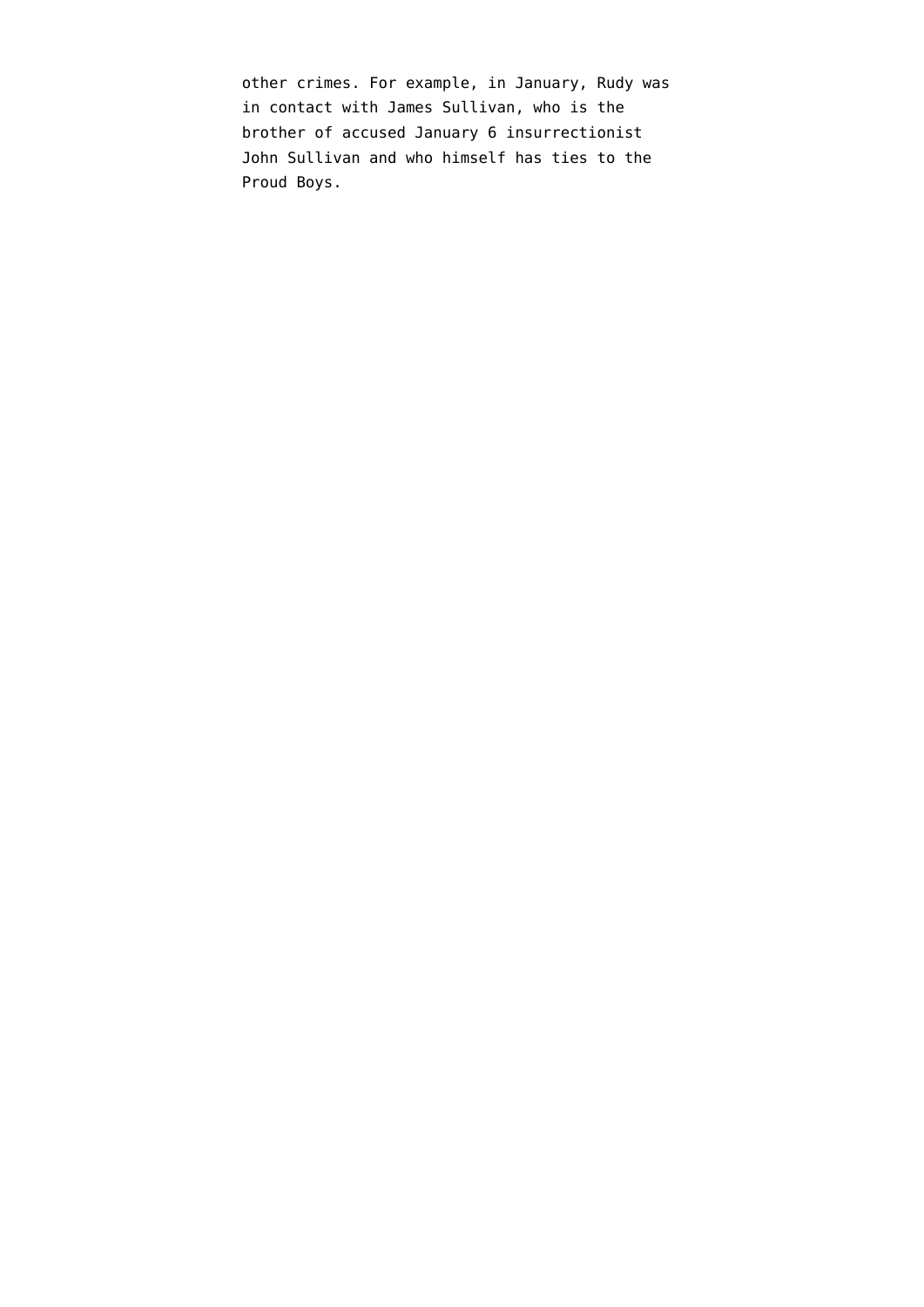other crimes. For example, in January, Rudy was in contact with James Sullivan, who is the brother of accused January 6 insurrectionist John Sullivan and who himself has ties to the Proud Boys.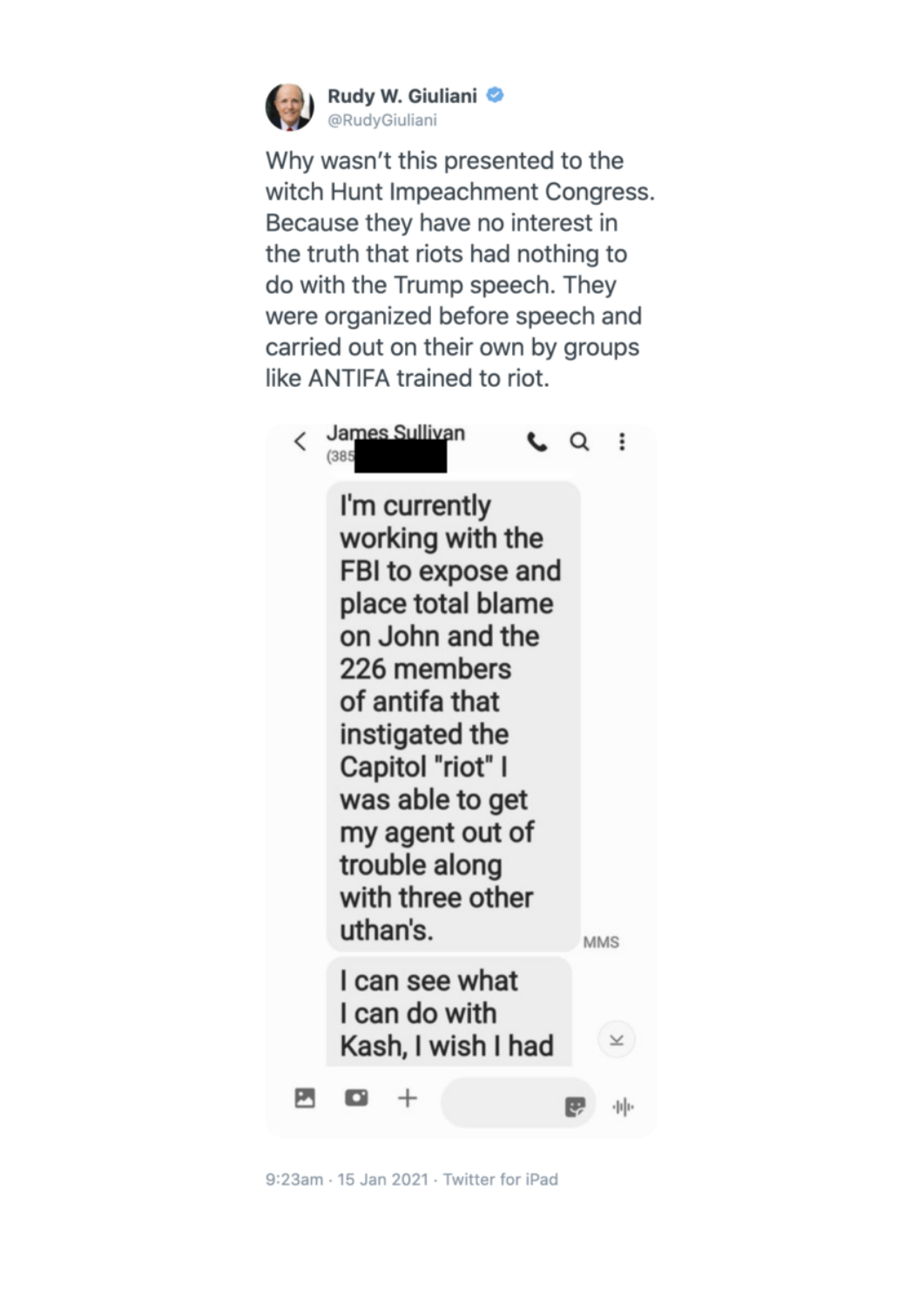**Rudy W. Giuliani**
@RudyGiuliani

Why wasn't this presented to the witch Hunt Impeachment Congress. Because they have no interest in the truth that riots had nothing to do with the Trump speech. They were organized before speech and carried out on their own by groups like ANTIFA trained to riot.

James Sullivan
(385[redacted]

I'm currently working with the FBI to expose and place total blame on John and the 226 members of antifa that instigated the Capitol "riot" I was able to get my agent out of trouble along with three other uthan's.

MMS

I can see what I can do with Kash, I wish I had

9:23am · 15 Jan 2021 · Twitter for iPad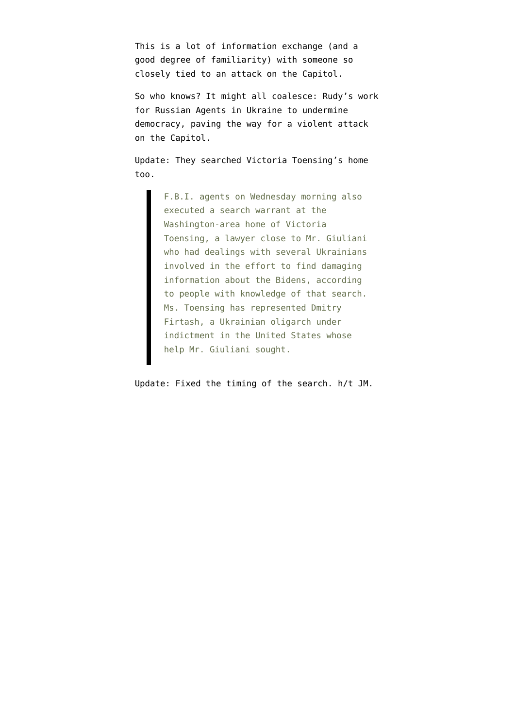This is a lot of information exchange (and a good degree of familiarity) with someone so closely tied to an attack on the Capitol.

So who knows? It might all coalesce: Rudy's work for Russian Agents in Ukraine to undermine democracy, paving the way for a violent attack on the Capitol.

Update: They searched Victoria Toensing's home too.

> F.B.I. agents on Wednesday morning also executed a search warrant at the Washington-area home of Victoria Toensing, a lawyer close to Mr. Giuliani who had dealings with several Ukrainians involved in the effort to find damaging information about the Bidens, according to people with knowledge of that search. Ms. Toensing has represented Dmitry Firtash, a Ukrainian oligarch under indictment in the United States whose help Mr. Giuliani sought.

Update: Fixed the timing of the search. h/t JM.